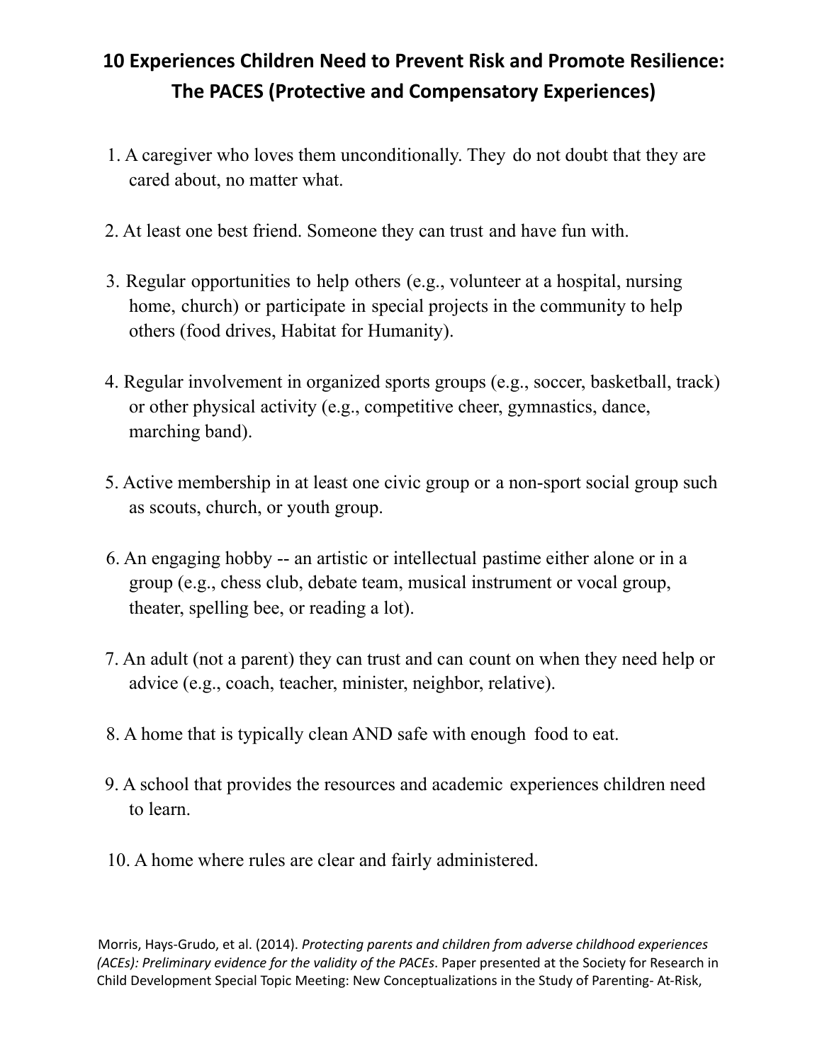# 10 Experiences Children Need to Prevent Risk and Promote Resilience: The PACES (Protective and Compensatory Experiences)

1. A caregiver who loves them unconditionally. They do not doubt that they are cared about, no matter what.

2. At least one best friend. Someone they can trust and have fun with.

3. Regular opportunities to help others (e.g., volunteer at a hospital, nursing home, church) or participate in special projects in the community to help others (food drives, Habitat for Humanity).

4. Regular involvement in organized sports groups (e.g., soccer, basketball, track) or other physical activity (e.g., competitive cheer, gymnastics, dance, marching band).

5. Active membership in at least one civic group or a non-sport social group such as scouts, church, or youth group.

6. An engaging hobby -- an artistic or intellectual pastime either alone or in a group (e.g., chess club, debate team, musical instrument or vocal group, theater, spelling bee, or reading a lot).

7. An adult (not a parent) they can trust and can count on when they need help or advice (e.g., coach, teacher, minister, neighbor, relative).

8. A home that is typically clean AND safe with enough food to eat.

9. A school that provides the resources and academic experiences children need to learn.

10. A home where rules are clear and fairly administered.

Morris, Hays-Grudo, et al. (2014). *Protecting parents and children from adverse childhood experiences (ACEs): Preliminary evidence for the validity of the PACEs*. Paper presented at the Society for Research in Child Development Special Topic Meeting: New Conceptualizations in the Study of Parenting- At-Risk,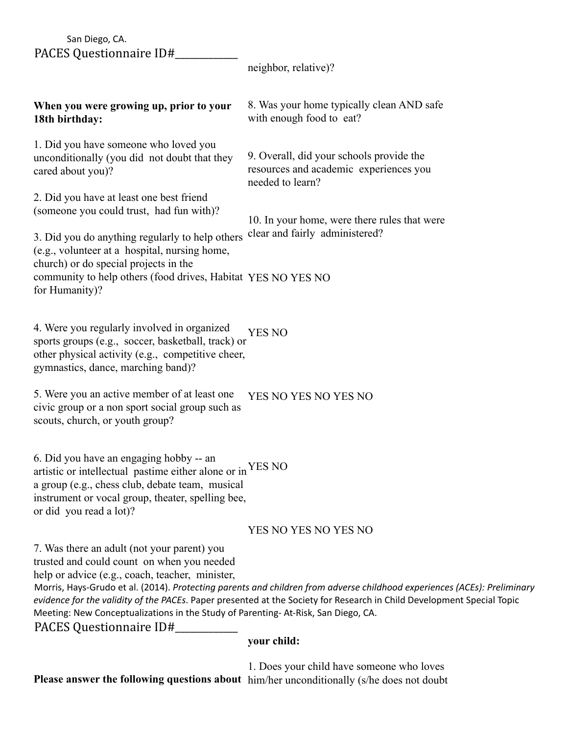San Diego, CA.

PACES Questionnaire ID#___________

**When you were growing up, prior to your 18th birthday:**

1. Did you have someone who loved you unconditionally (you did not doubt that they cared about you)?

2. Did you have at least one best friend (someone you could trust, had fun with)?

3. Did you do anything regularly to help others (e.g., volunteer at a hospital, nursing home, church) or do special projects in the community to help others (food drives, Habitat for Humanity)?

4. Were you regularly involved in organized sports groups (e.g., soccer, basketball, track) or other physical activity (e.g., competitive cheer, gymnastics, dance, marching band)?

5. Were you an active member of at least one civic group or a non sport social group such as scouts, church, or youth group?

6. Did you have an engaging hobby -- an artistic or intellectual pastime either alone or in a group (e.g., chess club, debate team, musical instrument or vocal group, theater, spelling bee, or did you read a lot)?

7. Was there an adult (not your parent) you trusted and could count on when you needed help or advice (e.g., coach, teacher, minister, neighbor, relative)?

8. Was your home typically clean AND safe with enough food to eat?

9. Overall, did your schools provide the resources and academic experiences you needed to learn?

10. In your home, were there rules that were clear and fairly administered?

YES NO YES NO

YES NO

YES NO YES NO YES NO

YES NO

YES NO YES NO YES NO

Morris, Hays-Grudo et al. (2014). *Protecting parents and children from adverse childhood experiences (ACEs): Preliminary evidence for the validity of the PACEs*. Paper presented at the Society for Research in Child Development Special Topic Meeting: New Conceptualizations in the Study of Parenting- At-Risk, San Diego, CA.

PACES Questionnaire ID#___________

**Please answer the following questions about your child:**

1. Does your child have someone who loves him/her unconditionally (s/he does not doubt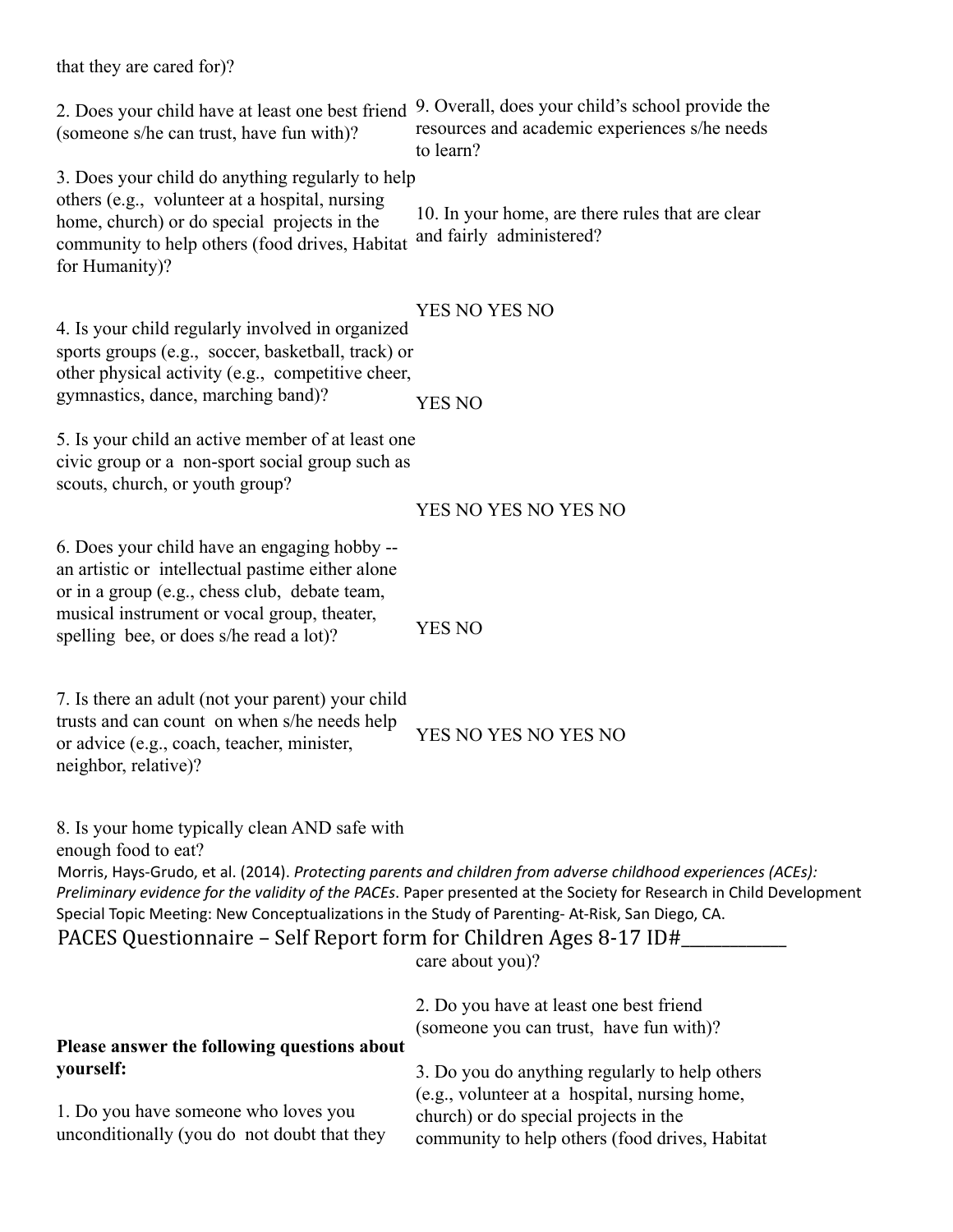that they are cared for)?

2. Does your child have at least one best friend (someone s/he can trust, have fun with)?

3. Does your child do anything regularly to help others (e.g., volunteer at a hospital, nursing home, church) or do special projects in the community to help others (food drives, Habitat for Humanity)?

4. Is your child regularly involved in organized sports groups (e.g., soccer, basketball, track) or other physical activity (e.g., competitive cheer, gymnastics, dance, marching band)?

5. Is your child an active member of at least one civic group or a non-sport social group such as scouts, church, or youth group?

6. Does your child have an engaging hobby -- an artistic or intellectual pastime either alone or in a group (e.g., chess club, debate team, musical instrument or vocal group, theater, spelling bee, or does s/he read a lot)?

7. Is there an adult (not your parent) your child trusts and can count on when s/he needs help or advice (e.g., coach, teacher, minister, neighbor, relative)?

8. Is your home typically clean AND safe with enough food to eat?

9. Overall, does your child's school provide the resources and academic experiences s/he needs to learn?

10. In your home, are there rules that are clear and fairly administered?

YES NO YES NO

YES NO

YES NO YES NO YES NO

YES NO

YES NO YES NO YES NO

Morris, Hays-Grudo, et al. (2014). *Protecting parents and children from adverse childhood experiences (ACEs): Preliminary evidence for the validity of the PACEs*. Paper presented at the Society for Research in Child Development Special Topic Meeting: New Conceptualizations in the Study of Parenting- At-Risk, San Diego, CA.

## PACES Questionnaire – Self Report form for Children Ages 8-17 ID#___________

**Please answer the following questions about yourself:**

1. Do you have someone who loves you unconditionally (you do not doubt that they care about you)?

2. Do you have at least one best friend (someone you can trust, have fun with)?

3. Do you do anything regularly to help others (e.g., volunteer at a hospital, nursing home, church) or do special projects in the community to help others (food drives, Habitat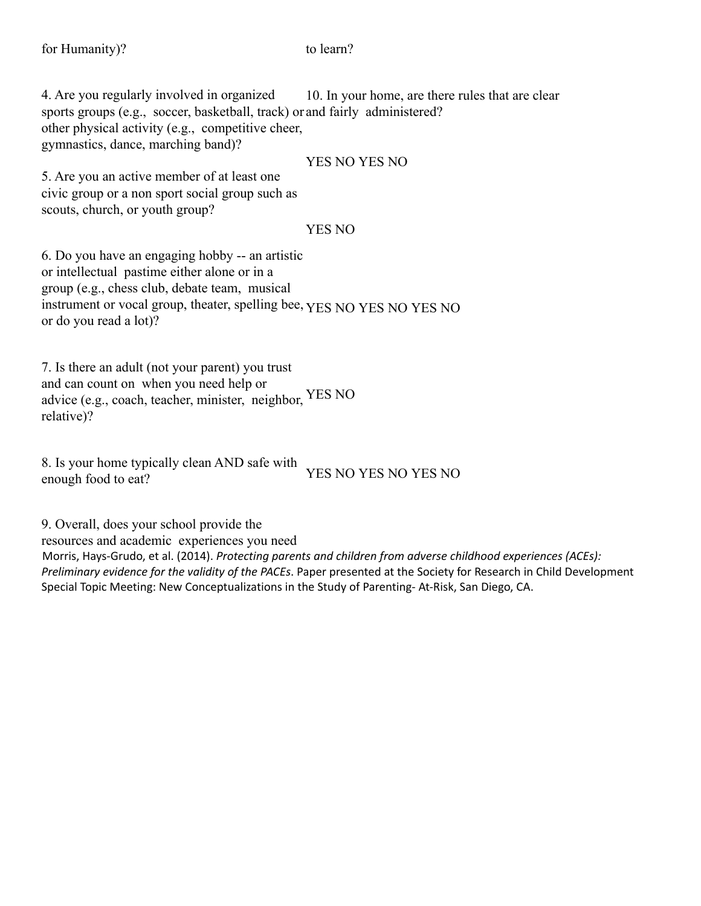for Humanity)?

4. Are you regularly involved in organized sports groups (e.g., soccer, basketball, track) or other physical activity (e.g., competitive cheer, gymnastics, dance, marching band)?

5. Are you an active member of at least one civic group or a non sport social group such as scouts, church, or youth group?

6. Do you have an engaging hobby -- an artistic or intellectual pastime either alone or in a group (e.g., chess club, debate team, musical instrument or vocal group, theater, spelling bee, or do you read a lot)?

7. Is there an adult (not your parent) you trust and can count on when you need help or advice (e.g., coach, teacher, minister, neighbor, relative)?

8. Is your home typically clean AND safe with enough food to eat?

9. Overall, does your school provide the resources and academic experiences you need to learn?

10. In your home, are there rules that are clear and fairly administered?

YES NO YES NO

YES NO

YES NO YES NO YES NO

YES NO

YES NO YES NO YES NO

Morris, Hays-Grudo, et al. (2014). *Protecting parents and children from adverse childhood experiences (ACEs): Preliminary evidence for the validity of the PACEs*. Paper presented at the Society for Research in Child Development Special Topic Meeting: New Conceptualizations in the Study of Parenting- At-Risk, San Diego, CA.